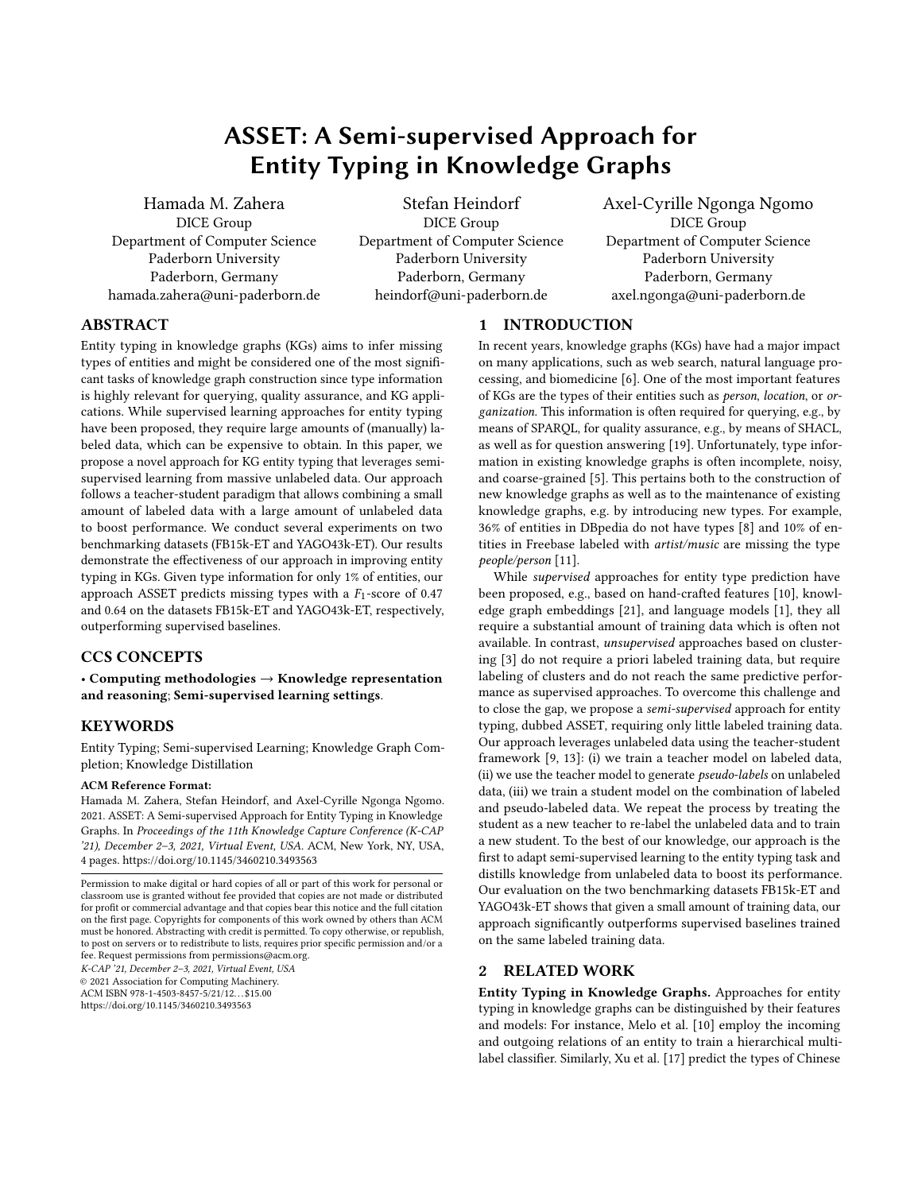# ASSET: A Semi-supervised Approach for Entity Typing in Knowledge Graphs

Hamada M. Zahera
DICE Group
Department of Computer Science
Paderborn University
Paderborn, Germany
hamada.zahera@uni-paderborn.de

Stefan Heindorf
DICE Group
Department of Computer Science
Paderborn University
Paderborn, Germany
heindorf@uni-paderborn.de

Axel-Cyrille Ngonga Ngomo
DICE Group
Department of Computer Science
Paderborn University
Paderborn, Germany
axel.ngonga@uni-paderborn.de

## ABSTRACT

Entity typing in knowledge graphs (KGs) aims to infer missing types of entities and might be considered one of the most significant tasks of knowledge graph construction since type information is highly relevant for querying, quality assurance, and KG applications. While supervised learning approaches for entity typing have been proposed, they require large amounts of (manually) labeled data, which can be expensive to obtain. In this paper, we propose a novel approach for KG entity typing that leverages semi-supervised learning from massive unlabeled data. Our approach follows a teacher-student paradigm that allows combining a small amount of labeled data with a large amount of unlabeled data to boost performance. We conduct several experiments on two benchmarking datasets (FB15k-ET and YAGO43k-ET). Our results demonstrate the effectiveness of our approach in improving entity typing in KGs. Given type information for only 1% of entities, our approach ASSET predicts missing types with a $F_1$-score of 0.47 and 0.64 on the datasets FB15k-ET and YAGO43k-ET, respectively, outperforming supervised baselines.

## CCS CONCEPTS

• **Computing methodologies → Knowledge representation and reasoning**; **Semi-supervised learning settings**.

## KEYWORDS

Entity Typing; Semi-supervised Learning; Knowledge Graph Completion; Knowledge Distillation

**ACM Reference Format:**
Hamada M. Zahera, Stefan Heindorf, and Axel-Cyrille Ngonga Ngomo. 2021. ASSET: A Semi-supervised Approach for Entity Typing in Knowledge Graphs. In *Proceedings of the 11th Knowledge Capture Conference (K-CAP '21), December 2–3, 2021, Virtual Event, USA.* ACM, New York, NY, USA, 4 pages. https://doi.org/10.1145/3460210.3493563

Permission to make digital or hard copies of all or part of this work for personal or classroom use is granted without fee provided that copies are not made or distributed for profit or commercial advantage and that copies bear this notice and the full citation on the first page. Copyrights for components of this work owned by others than ACM must be honored. Abstracting with credit is permitted. To copy otherwise, or republish, to post on servers or to redistribute to lists, requires prior specific permission and/or a fee. Request permissions from permissions@acm.org.
*K-CAP '21, December 2–3, 2021, Virtual Event, USA*
© 2021 Association for Computing Machinery.
ACM ISBN 978-1-4503-8457-5/21/12…$15.00
https://doi.org/10.1145/3460210.3493563

## 1 INTRODUCTION

In recent years, knowledge graphs (KGs) have had a major impact on many applications, such as web search, natural language processing, and biomedicine [6]. One of the most important features of KGs are the types of their entities such as *person*, *location*, or *organization*. This information is often required for querying, e.g., by means of SPARQL, for quality assurance, e.g., by means of SHACL, as well as for question answering [19]. Unfortunately, type information in existing knowledge graphs is often incomplete, noisy, and coarse-grained [5]. This pertains both to the construction of new knowledge graphs as well as to the maintenance of existing knowledge graphs, e.g. by introducing new types. For example, 36% of entities in DBpedia do not have types [8] and 10% of entities in Freebase labeled with *artist/music* are missing the type *people/person* [11].

While *supervised* approaches for entity type prediction have been proposed, e.g., based on hand-crafted features [10], knowledge graph embeddings [21], and language models [1], they all require a substantial amount of training data which is often not available. In contrast, *unsupervised* approaches based on clustering [3] do not require a priori labeled training data, but require labeling of clusters and do not reach the same predictive performance as supervised approaches. To overcome this challenge and to close the gap, we propose a *semi-supervised* approach for entity typing, dubbed ASSET, requiring only little labeled training data. Our approach leverages unlabeled data using the teacher-student framework [9, 13]: (i) we train a teacher model on labeled data, (ii) we use the teacher model to generate *pseudo-labels* on unlabeled data, (iii) we train a student model on the combination of labeled and pseudo-labeled data. We repeat the process by treating the student as a new teacher to re-label the unlabeled data and to train a new student. To the best of our knowledge, our approach is the first to adapt semi-supervised learning to the entity typing task and distills knowledge from unlabeled data to boost its performance. Our evaluation on the two benchmarking datasets FB15k-ET and YAGO43k-ET shows that given a small amount of training data, our approach significantly outperforms supervised baselines trained on the same labeled training data.

## 2 RELATED WORK

**Entity Typing in Knowledge Graphs.** Approaches for entity typing in knowledge graphs can be distinguished by their features and models: For instance, Melo et al. [10] employ the incoming and outgoing relations of an entity to train a hierarchical multi-label classifier. Similarly, Xu et al. [17] predict the types of Chinese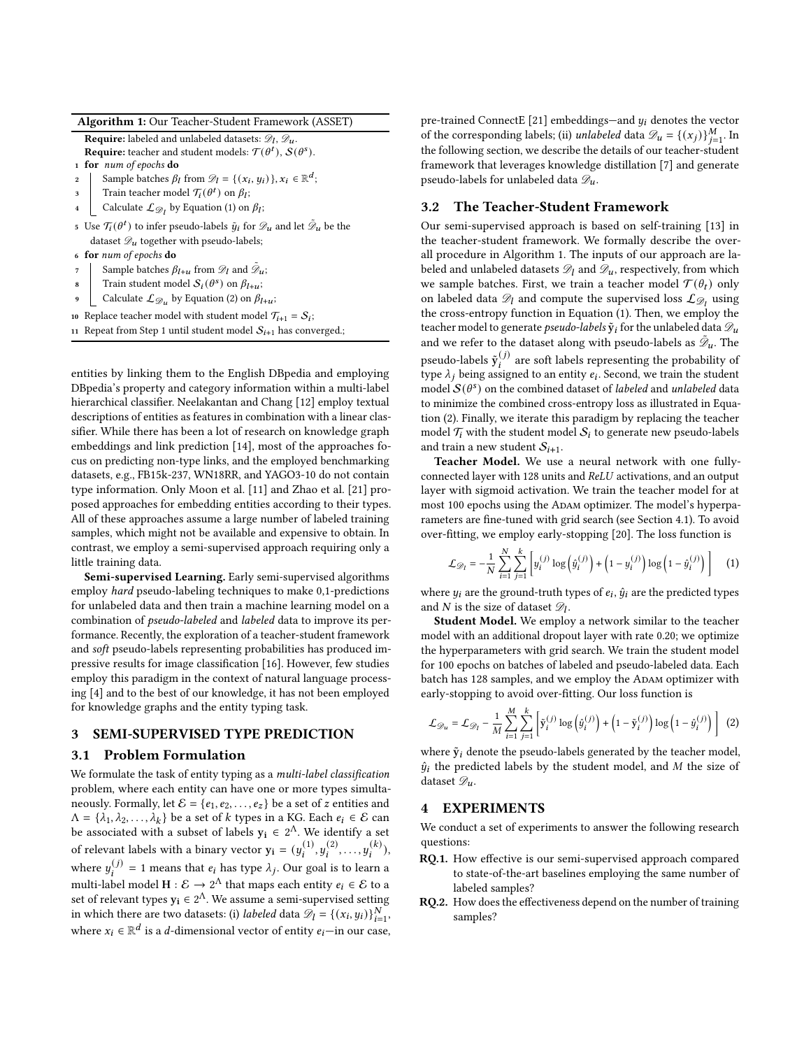**Algorithm 1:** Our Teacher-Student Framework (ASSET)

**Require:** labeled and unlabeled datasets: $\mathscr{D}_l$, $\mathscr{D}_u$.
**Require:** teacher and student models: $\mathcal{T}(\theta^t)$, $\mathcal{S}(\theta^s)$.

1. **for** *num of epochs* **do**
2. Sample batches $\beta_l$ from $\mathscr{D}_l = \{(x_i, y_i)\}, x_i \in \mathbb{R}^d$;
3. Train teacher model $\mathcal{T}_i(\theta^t)$ on $\beta_l$;
4. Calculate $\mathcal{L}_{\mathscr{D}_l}$ by Equation (1) on $\beta_l$;
5. Use $\mathcal{T}_i(\theta^t)$ to infer pseudo-labels $\tilde{y}_i$ for $\mathscr{D}_u$ and let $\tilde{\mathscr{D}}_u$ be the dataset $\mathscr{D}_u$ together with pseudo-labels;
6. **for** *num of epochs* **do**
7. Sample batches $\beta_{l+u}$ from $\mathscr{D}_l$ and $\tilde{\mathscr{D}}_u$;
8. Train student model $\mathcal{S}_i(\theta^s)$ on $\beta_{l+u}$;
9. Calculate $\mathcal{L}_{\mathscr{D}_u}$ by Equation (2) on $\beta_{l+u}$;
10. Replace teacher model with student model $\mathcal{T}_{i+1} = \mathcal{S}_i$;
11. Repeat from Step 1 until student model $\mathcal{S}_{i+1}$ has converged.;

entities by linking them to the English DBpedia and employing DBpedia's property and category information within a multi-label hierarchical classifier. Neelakantan and Chang [12] employ textual descriptions of entities as features in combination with a linear classifier. While there has been a lot of research on knowledge graph embeddings and link prediction [14], most of the approaches focus on predicting non-type links, and the employed benchmarking datasets, e.g., FB15k-237, WN18RR, and YAGO3-10 do not contain type information. Only Moon et al. [11] and Zhao et al. [21] proposed approaches for embedding entities according to their types. All of these approaches assume a large number of labeled training samples, which might not be available and expensive to obtain. In contrast, we employ a semi-supervised approach requiring only a little training data.

**Semi-supervised Learning.** Early semi-supervised algorithms employ *hard* pseudo-labeling techniques to make 0,1-predictions for unlabeled data and then train a machine learning model on a combination of *pseudo-labeled* and *labeled* data to improve its performance. Recently, the exploration of a teacher-student framework and *soft* pseudo-labels representing probabilities has produced impressive results for image classification [16]. However, few studies employ this paradigm in the context of natural language processing [4] and to the best of our knowledge, it has not been employed for knowledge graphs and the entity typing task.

## 3 SEMI-SUPERVISED TYPE PREDICTION

### 3.1 Problem Formulation

We formulate the task of entity typing as a *multi-label classification* problem, where each entity can have one or more types simultaneously. Formally, let $\mathcal{E} = \{e_1, e_2, \ldots, e_z\}$ be a set of $z$ entities and $\Lambda = \{\lambda_1, \lambda_2, \ldots, \lambda_k\}$ be a set of $k$ types in a KG. Each $e_i \in \mathcal{E}$ can be associated with a subset of labels $\mathbf{y_i} \in 2^\Lambda$. We identify a set of relevant labels with a binary vector $\mathbf{y_i} = (y_i^{(1)}, y_i^{(2)}, \ldots, y_i^{(k)})$, where $y_i^{(j)} = 1$ means that $e_i$ has type $\lambda_j$. Our goal is to learn a multi-label model $\mathbf{H} : \mathcal{E} \rightarrow 2^\Lambda$ that maps each entity $e_i \in \mathcal{E}$ to a set of relevant types $\mathbf{y_i} \in 2^\Lambda$. We assume a semi-supervised setting in which there are two datasets: (i) *labeled* data $\mathscr{D}_l = \{(x_i, y_i)\}_{i=1}^N$, where $x_i \in \mathbb{R}^d$ is a $d$-dimensional vector of entity $e_i$—in our case, pre-trained ConnectE [21] embeddings—and $y_i$ denotes the vector of the corresponding labels; (ii) *unlabeled* data $\mathscr{D}_u = \{(x_j)\}_{j=1}^M$. In the following section, we describe the details of our teacher-student framework that leverages knowledge distillation [7] and generate pseudo-labels for unlabeled data $\mathscr{D}_u$.

### 3.2 The Teacher-Student Framework

Our semi-supervised approach is based on self-training [13] in the teacher-student framework. We formally describe the overall procedure in Algorithm 1. The inputs of our approach are labeled and unlabeled datasets $\mathscr{D}_l$ and $\mathscr{D}_u$, respectively, from which we sample batches. First, we train a teacher model $\mathcal{T}(\theta_t)$ only on labeled data $\mathscr{D}_l$ and compute the supervised loss $\mathcal{L}_{\mathscr{D}_l}$ using the cross-entropy function in Equation (1). Then, we employ the teacher model to generate *pseudo-labels* $\tilde{\mathbf{y}}_i$ for the unlabeled data $\mathscr{D}_u$ and we refer to the dataset along with pseudo-labels as $\tilde{\mathscr{D}}_u$. The pseudo-labels $\tilde{\mathbf{y}}_i^{(j)}$ are soft labels representing the probability of type $\lambda_j$ being assigned to an entity $e_i$. Second, we train the student model $\mathcal{S}(\theta^s)$ on the combined dataset of *labeled* and *unlabeled* data to minimize the combined cross-entropy loss as illustrated in Equation (2). Finally, we iterate this paradigm by replacing the teacher model $\mathcal{T}_i$ with the student model $\mathcal{S}_i$ to generate new pseudo-labels and train a new student $\mathcal{S}_{i+1}$.

**Teacher Model.** We use a neural network with one fully-connected layer with 128 units and *ReLU* activations, and an output layer with sigmoid activation. We train the teacher model for at most 100 epochs using the Adam optimizer. The model's hyperparameters are fine-tuned with grid search (see Section 4.1). To avoid over-fitting, we employ early-stopping [20]. The loss function is

$$\mathcal{L}_{\mathscr{D}_l} = -\frac{1}{N}\sum_{i=1}^{N}\sum_{j=1}^{k}\left[y_i^{(j)}\log\left(\hat{y}_i^{(j)}\right) + \left(1 - y_i^{(j)}\right)\log\left(1 - \hat{y}_i^{(j)}\right)\right] \quad (1)$$

where $y_i$ are the ground-truth types of $e_i$, $\hat{y}_i$ are the predicted types and $N$ is the size of dataset $\mathscr{D}_l$.

**Student Model.** We employ a network similar to the teacher model with an additional dropout layer with rate 0.20; we optimize the hyperparameters with grid search. We train the student model for 100 epochs on batches of labeled and pseudo-labeled data. Each batch has 128 samples, and we employ the Adam optimizer with early-stopping to avoid over-fitting. Our loss function is

$$\mathcal{L}_{\mathscr{D}_u} = \mathcal{L}_{\mathscr{D}_l} - \frac{1}{M}\sum_{i=1}^{M}\sum_{j=1}^{k}\left[\tilde{\mathbf{y}}_i^{(j)}\log\left(\hat{y}_i^{(j)}\right) + \left(1 - \tilde{\mathbf{y}}_i^{(j)}\right)\log\left(1 - \hat{y}_i^{(j)}\right)\right] \quad (2)$$

where $\tilde{\mathbf{y}}_i$ denote the pseudo-labels generated by the teacher model, $\hat{y}_i$ the predicted labels by the student model, and $M$ the size of dataset $\mathscr{D}_u$.

## 4 EXPERIMENTS

We conduct a set of experiments to answer the following research questions:

- **RQ.1.** How effective is our semi-supervised approach compared to state-of-the-art baselines employing the same number of labeled samples?
- **RQ.2.** How does the effectiveness depend on the number of training samples?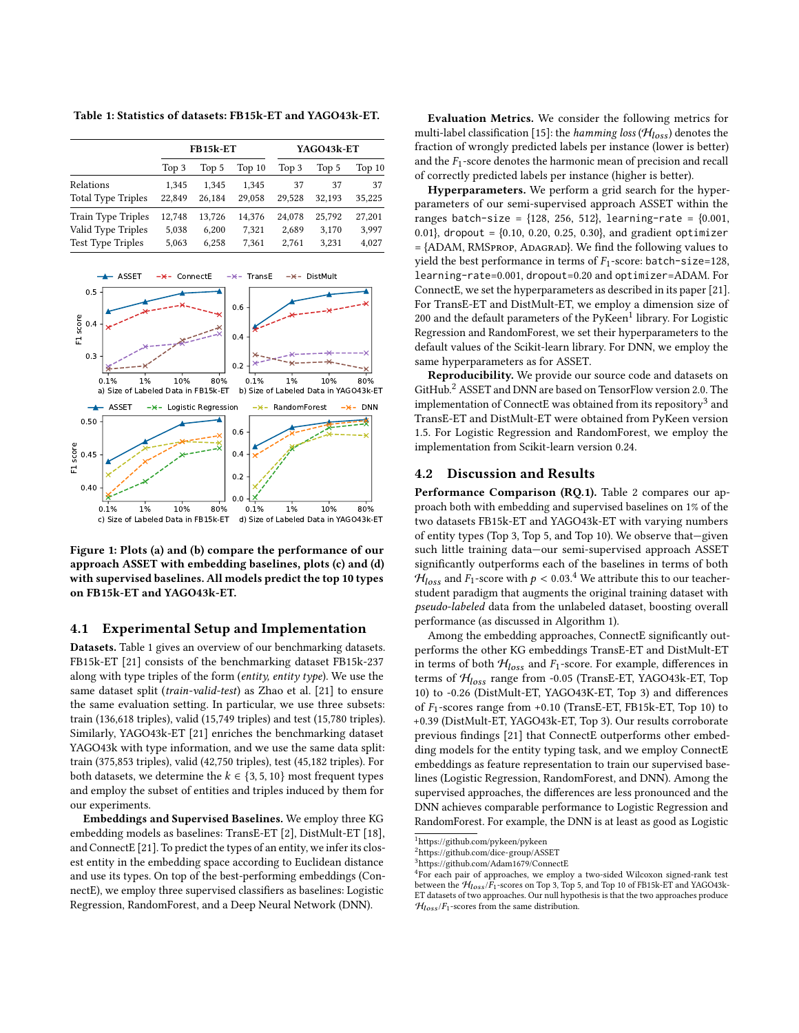**Table 1: Statistics of datasets: FB15k-ET and YAGO43k-ET.**

| | FB15k-ET | | | YAGO43k-ET | | |
|---|---|---|---|---|---|---|
| | Top 3 | Top 5 | Top 10 | Top 3 | Top 5 | Top 10 |
| Relations | 1,345 | 1,345 | 1,345 | 37 | 37 | 37 |
| Total Type Triples | 22,849 | 26,184 | 29,058 | 29,528 | 32,193 | 35,225 |
| Train Type Triples | 12,748 | 13,726 | 14,376 | 24,078 | 25,792 | 27,201 |
| Valid Type Triples | 5,038 | 6,200 | 7,321 | 2,689 | 3,170 | 3,997 |
| Test Type Triples | 5,063 | 6,258 | 7,361 | 2,761 | 3,231 | 4,027 |

**Figure 1: Plots (a) and (b) compare the performance of our approach ASSET with embedding baselines, plots (c) and (d) with supervised baselines. All models predict the top 10 types on FB15k-ET and YAGO43k-ET.**

## 4.1 Experimental Setup and Implementation

**Datasets.** Table 1 gives an overview of our benchmarking datasets. FB15k-ET [21] consists of the benchmarking dataset FB15k-237 along with type triples of the form (*entity, entity type*). We use the same dataset split (*train-valid-test*) as Zhao et al. [21] to ensure the same evaluation setting. In particular, we use three subsets: train (136,618 triples), valid (15,749 triples) and test (15,780 triples). Similarly, YAGO43k-ET [21] enriches the benchmarking dataset YAGO43k with type information, and we use the same data split: train (375,853 triples), valid (42,750 triples), test (45,182 triples). For both datasets, we determine the $k \in \{3, 5, 10\}$ most frequent types and employ the subset of entities and triples induced by them for our experiments.

**Embeddings and Supervised Baselines.** We employ three KG embedding models as baselines: TransE-ET [2], DistMult-ET [18], and ConnectE [21]. To predict the types of an entity, we infer its closest entity in the embedding space according to Euclidean distance and use its types. On top of the best-performing embeddings (ConnectE), we employ three supervised classifiers as baselines: Logistic Regression, RandomForest, and a Deep Neural Network (DNN).

**Evaluation Metrics.** We consider the following metrics for multi-label classification [15]: the *hamming loss* ($\mathcal{H}_{loss}$) denotes the fraction of wrongly predicted labels per instance (lower is better) and the $F_1$-score denotes the harmonic mean of precision and recall of correctly predicted labels per instance (higher is better).

**Hyperparameters.** We perform a grid search for the hyperparameters of our semi-supervised approach ASSET within the ranges `batch-size` = {128, 256, 512}, `learning-rate` = {0.001, 0.01}, `dropout` = {0.10, 0.20, 0.25, 0.30}, and gradient `optimizer` = {ADAM, RMSProp, Adagrad}. We find the following values to yield the best performance in terms of $F_1$-score: `batch-size`=128, `learning-rate`=0.001, `dropout`=0.20 and `optimizer`=ADAM. For ConnectE, we set the hyperparameters as described in its paper [21]. For TransE-ET and DistMult-ET, we employ a dimension size of 200 and the default parameters of the PyKeen[1] library. For Logistic Regression and RandomForest, we set their hyperparameters to the default values of the Scikit-learn library. For DNN, we employ the same hyperparameters as for ASSET.

**Reproducibility.** We provide our source code and datasets on GitHub.[2] ASSET and DNN are based on TensorFlow version 2.0. The implementation of ConnectE was obtained from its repository[3] and TransE-ET and DistMult-ET were obtained from PyKeen version 1.5. For Logistic Regression and RandomForest, we employ the implementation from Scikit-learn version 0.24.

## 4.2 Discussion and Results

**Performance Comparison (RQ.1).** Table 2 compares our approach both with embedding and supervised baselines on 1% of the two datasets FB15k-ET and YAGO43k-ET with varying numbers of entity types (Top 3, Top 5, and Top 10). We observe that—given such little training data—our semi-supervised approach ASSET significantly outperforms each of the baselines in terms of both $\mathcal{H}_{loss}$ and $F_1$-score with $p < 0.03$.[4] We attribute this to our teacher-student paradigm that augments the original training dataset with *pseudo-labeled* data from the unlabeled dataset, boosting overall performance (as discussed in Algorithm 1).

Among the embedding approaches, ConnectE significantly outperforms the other KG embeddings TransE-ET and DistMult-ET in terms of both $\mathcal{H}_{loss}$ and $F_1$-score. For example, differences in terms of $\mathcal{H}_{loss}$ range from -0.05 (TransE-ET, YAGO43k-ET, Top 10) to -0.26 (DistMult-ET, YAGO43K-ET, Top 3) and differences of $F_1$-scores range from +0.10 (TransE-ET, FB15k-ET, Top 10) to +0.39 (DistMult-ET, YAGO43k-ET, Top 3). Our results corroborate previous findings [21] that ConnectE outperforms other embedding models for the entity typing task, and we employ ConnectE embeddings as feature representation to train our supervised baselines (Logistic Regression, RandomForest, and DNN). Among the supervised approaches, the differences are less pronounced and the DNN achieves comparable performance to Logistic Regression and RandomForest. For example, the DNN is at least as good as Logistic

[1] https://github.com/pykeen/pykeen

[2] https://github.com/dice-group/ASSET

[3] https://github.com/Adam1679/ConnectE

[4] For each pair of approaches, we employ a two-sided Wilcoxon signed-rank test between the $\mathcal{H}_{loss}/F_1$-scores on Top 3, Top 5, and Top 10 of FB15k-ET and YAGO43k-ET datasets of two approaches. Our null hypothesis is that the two approaches produce $\mathcal{H}_{loss}/F_1$-scores from the same distribution.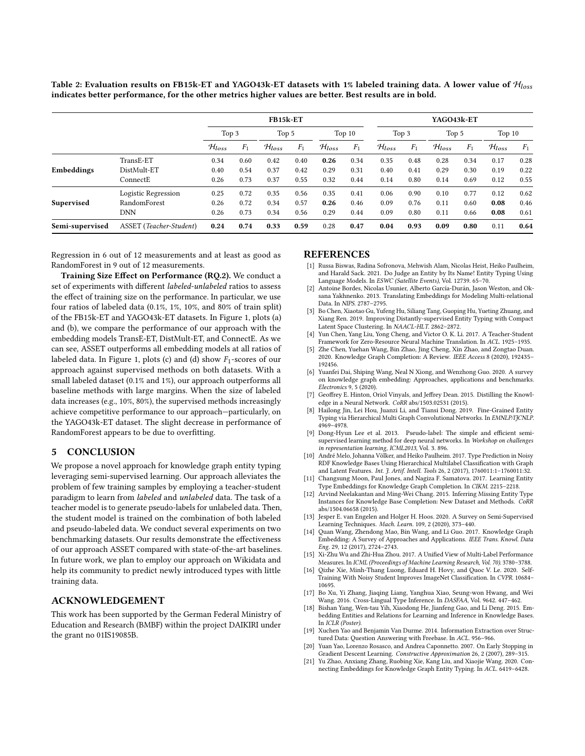Table 2: Evaluation results on FB15k-ET and YAGO43k-ET datasets with 1% labeled training data. A lower value of $\mathcal{H}_{loss}$ indicates better performance, for the other metrics higher values are better. Best results are in bold.

| | | FB15k-ET | | | | | | YAGO43k-ET | | | | | |
|---|---|---|---|---|---|---|---|---|---|---|---|---|---|
| | | Top 3 | | Top 5 | | Top 10 | | Top 3 | | Top 5 | | Top 10 | |
| | | $\mathcal{H}_{loss}$ | $F_1$ | $\mathcal{H}_{loss}$ | $F_1$ | $\mathcal{H}_{loss}$ | $F_1$ | $\mathcal{H}_{loss}$ | $F_1$ | $\mathcal{H}_{loss}$ | $F_1$ | $\mathcal{H}_{loss}$ | $F_1$ |
| **Embeddings** | TransE-ET | 0.34 | 0.60 | 0.42 | 0.40 | **0.26** | 0.34 | 0.35 | 0.48 | 0.28 | 0.34 | 0.17 | 0.28 |
| | DistMult-ET | 0.40 | 0.54 | 0.37 | 0.42 | 0.29 | 0.31 | 0.40 | 0.41 | 0.29 | 0.30 | 0.19 | 0.22 |
| | ConnectE | 0.26 | 0.73 | 0.37 | 0.55 | 0.32 | 0.44 | 0.14 | 0.80 | 0.14 | 0.69 | 0.12 | 0.55 |
| **Supervised** | Logistic Regression | 0.25 | 0.72 | 0.35 | 0.56 | 0.35 | 0.41 | 0.06 | 0.90 | 0.10 | 0.77 | 0.12 | 0.62 |
| | RandomForest | 0.26 | 0.72 | 0.34 | 0.57 | **0.26** | 0.46 | 0.09 | 0.76 | 0.11 | 0.60 | **0.08** | 0.46 |
| | DNN | 0.26 | 0.73 | 0.34 | 0.56 | 0.29 | 0.44 | 0.09 | 0.80 | 0.11 | 0.66 | **0.08** | 0.61 |
| **Semi-supervised** | ASSET (*Teacher-Student*) | **0.24** | **0.74** | **0.33** | **0.59** | 0.28 | **0.47** | **0.04** | **0.93** | **0.09** | **0.80** | 0.11 | **0.64** |

Regression in 6 out of 12 measurements and at least as good as RandomForest in 9 out of 12 measurements.

**Training Size Effect on Performance (RQ.2).** We conduct a set of experiments with different *labeled-unlabeled* ratios to assess the effect of training size on the performance. In particular, we use four ratios of labeled data (0.1%, 1%, 10%, and 80% of train split) of the FB15k-ET and YAGO43k-ET datasets. In Figure 1, plots (a) and (b), we compare the performance of our approach with the embedding models TransE-ET, DistMult-ET, and ConnectE. As we can see, ASSET outperforms all embedding models at all ratios of labeled data. In Figure 1, plots (c) and (d) show $F_1$-scores of our approach against supervised methods on both datasets. With a small labeled dataset (0.1% and 1%), our approach outperforms all baseline methods with large margins. When the size of labeled data increases (e.g., 10%, 80%), the supervised methods increasingly achieve competitive performance to our approach—particularly, on the YAGO43k-ET dataset. The slight decrease in performance of RandomForest appears to be due to overfitting.

## 5 CONCLUSION

We propose a novel approach for knowledge graph entity typing leveraging semi-supervised learning. Our approach alleviates the problem of few training samples by employing a teacher-student paradigm to learn from *labeled* and *unlabeled* data. The task of a teacher model is to generate pseudo-labels for unlabeled data. Then, the student model is trained on the combination of both labeled and pseudo-labeled data. We conduct several experiments on two benchmarking datasets. Our results demonstrate the effectiveness of our approach ASSET compared with state-of-the-art baselines. In future work, we plan to employ our approach on Wikidata and help its community to predict newly introduced types with little training data.

## ACKNOWLEDGEMENT

This work has been supported by the German Federal Ministry of Education and Research (BMBF) within the project DAIKIRI under the grant no 01IS19085B.

## REFERENCES

[1] Russa Biswas, Radina Sofronova, Mehwish Alam, Nicolas Heist, Heiko Paulheim, and Harald Sack. 2021. Do Judge an Entity by Its Name! Entity Typing Using Language Models. In *ESWC (Satellite Events)*, Vol. 12739. 65–70.

[2] Antoine Bordes, Nicolas Usunier, Alberto García-Durán, Jason Weston, and Oksana Yakhnenko. 2013. Translating Embeddings for Modeling Multi-relational Data. In *NIPS*. 2787–2795.

[3] Bo Chen, Xiaotao Gu, Yufeng Hu, Siliang Tang, Guoping Hu, Yueting Zhuang, and Xiang Ren. 2019. Improving Distantly-supervised Entity Typing with Compact Latent Space Clustering. In *NAACL-HLT*. 2862–2872.

[4] Yun Chen, Yang Liu, Yong Cheng, and Victor O. K. Li. 2017. A Teacher-Student Framework for Zero-Resource Neural Machine Translation. In *ACL*. 1925–1935.

[5] Zhe Chen, Yuehan Wang, Bin Zhao, Jing Cheng, Xin Zhao, and Zongtao Duan. 2020. Knowledge Graph Completion: A Review. *IEEE Access* 8 (2020), 192435–192456.

[6] Yuanfei Dai, Shiping Wang, Neal N Xiong, and Wenzhong Guo. 2020. A survey on knowledge graph embedding: Approaches, applications and benchmarks. *Electronics* 9, 5 (2020).

[7] Geoffrey E. Hinton, Oriol Vinyals, and Jeffrey Dean. 2015. Distilling the Knowledge in a Neural Network. *CoRR* abs/1503.02531 (2015).

[8] Hailong Jin, Lei Hou, Juanzi Li, and Tiansi Dong. 2019. Fine-Grained Entity Typing via Hierarchical Multi Graph Convolutional Networks. In *EMNLP/IJCNLP*. 4969–4978.

[9] Dong-Hyun Lee et al. 2013. Pseudo-label: The simple and efficient semi-supervised learning method for deep neural networks. In *Workshop on challenges in representation learning, ICML2013*, Vol. 3. 896.

[10] André Melo, Johanna Völker, and Heiko Paulheim. 2017. Type Prediction in Noisy RDF Knowledge Bases Using Hierarchical Multilabel Classification with Graph and Latent Features. *Int. J. Artif. Intell. Tools* 26, 2 (2017), 1760011:1–1760011:32.

[11] Changsung Moon, Paul Jones, and Nagiza F. Samatova. 2017. Learning Entity Type Embeddings for Knowledge Graph Completion. In *CIKM*. 2215–2218.

[12] Arvind Neelakantan and Ming-Wei Chang. 2015. Inferring Missing Entity Type Instances for Knowledge Base Completion: New Dataset and Methods. *CoRR* abs/1504.06658 (2015).

[13] Jesper E. van Engelen and Holger H. Hoos. 2020. A Survey on Semi-Supervised Learning Techniques. *Mach. Learn.* 109, 2 (2020), 373–440.

[14] Quan Wang, Zhendong Mao, Bin Wang, and Li Guo. 2017. Knowledge Graph Embedding: A Survey of Approaches and Applications. *IEEE Trans. Knowl. Data Eng.* 29, 12 (2017), 2724–2743.

[15] Xi-Zhu Wu and Zhi-Hua Zhou. 2017. A Unified View of Multi-Label Performance Measures. In *ICML (Proceedings of Machine Learning Research, Vol. 70)*. 3780–3788.

[16] Qizhe Xie, Minh-Thang Luong, Eduard H. Hovy, and Quoc V. Le. 2020. Self-Training With Noisy Student Improves ImageNet Classification. In *CVPR*. 10684–10695.

[17] Bo Xu, Yi Zhang, Jiaqing Liang, Yanghua Xiao, Seung-won Hwang, and Wei Wang. 2016. Cross-Lingual Type Inference. In *DASFAA*, Vol. 9642. 447–462.

[18] Bishan Yang, Wen-tau Yih, Xiaodong He, Jianfeng Gao, and Li Deng. 2015. Embedding Entities and Relations for Learning and Inference in Knowledge Bases. In *ICLR (Poster)*.

[19] Xuchen Yao and Benjamin Van Durme. 2014. Information Extraction over Structured Data: Question Answering with Freebase. In *ACL*. 956–966.

[20] Yuan Yao, Lorenzo Rosasco, and Andrea Caponnetto. 2007. On Early Stopping in Gradient Descent Learning. *Constructive Approximation* 26, 2 (2007), 289–315.

[21] Yu Zhao, Anxiang Zhang, Ruobing Xie, Kang Liu, and Xiaojie Wang. 2020. Connecting Embeddings for Knowledge Graph Entity Typing. In *ACL*. 6419–6428.